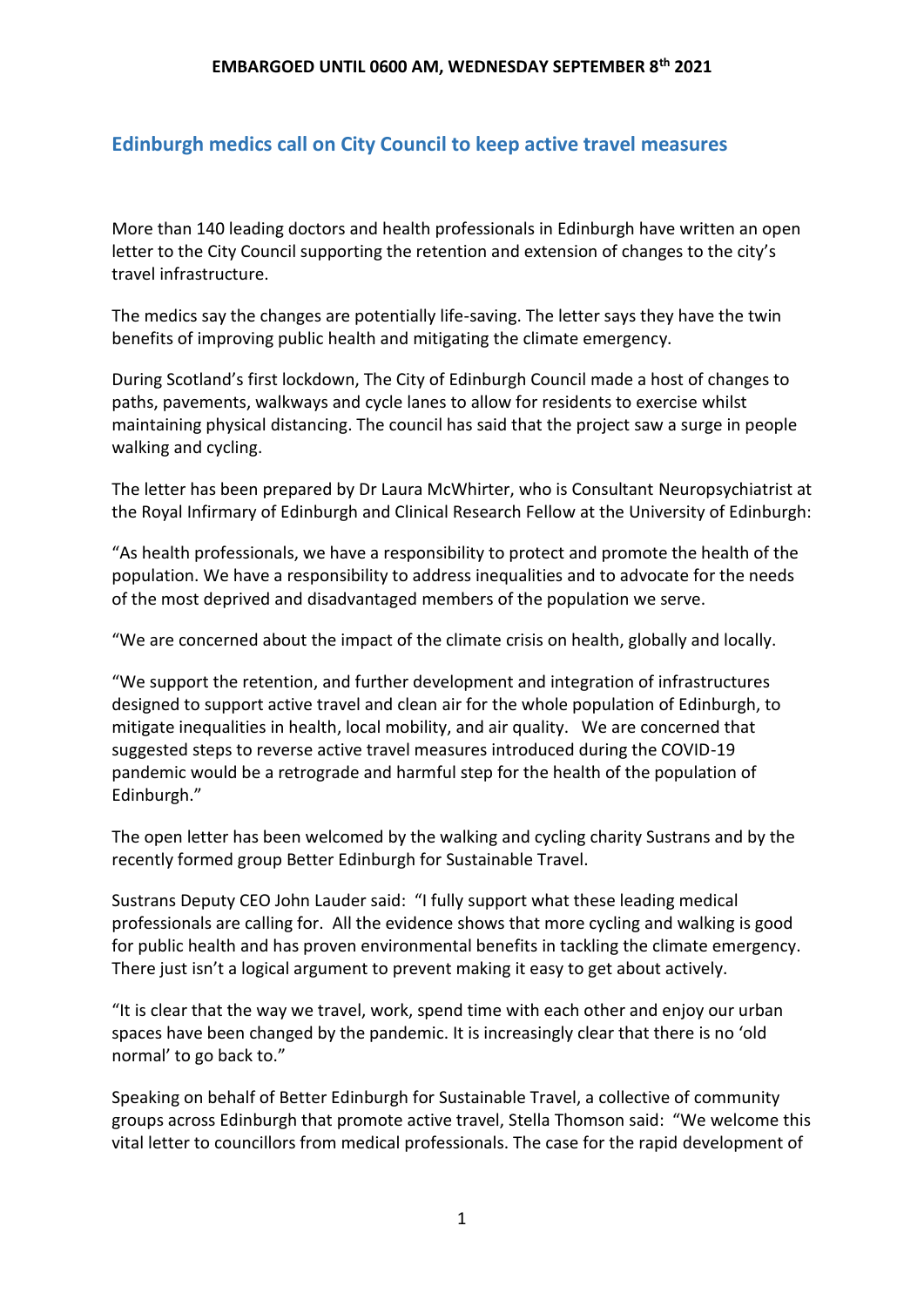**EMBARGOED UNTIL 0600 AM, WEDNESDAY SEPTEMBER 8th 2021**

## Edinburgh medics call on City Council to keep active travel measures

More than 140 leading doctors and health professionals in Edinburgh have written an open letter to the City Council supporting the retention and extension of changes to the city's travel infrastructure.

The medics say the changes are potentially life-saving. The letter says they have the twin benefits of improving public health and mitigating the climate emergency.

During Scotland's first lockdown, The City of Edinburgh Council made a host of changes to paths, pavements, walkways and cycle lanes to allow for residents to exercise whilst maintaining physical distancing. The council has said that the project saw a surge in people walking and cycling.

The letter has been prepared by Dr Laura McWhirter, who is Consultant Neuropsychiatrist at the Royal Infirmary of Edinburgh and Clinical Research Fellow at the University of Edinburgh:

"As health professionals, we have a responsibility to protect and promote the health of the population. We have a responsibility to address inequalities and to advocate for the needs of the most deprived and disadvantaged members of the population we serve.

"We are concerned about the impact of the climate crisis on health, globally and locally.

"We support the retention, and further development and integration of infrastructures designed to support active travel and clean air for the whole population of Edinburgh, to mitigate inequalities in health, local mobility, and air quality. We are concerned that suggested steps to reverse active travel measures introduced during the COVID-19 pandemic would be a retrograde and harmful step for the health of the population of Edinburgh."

The open letter has been welcomed by the walking and cycling charity Sustrans and by the recently formed group Better Edinburgh for Sustainable Travel.

Sustrans Deputy CEO John Lauder said: "I fully support what these leading medical professionals are calling for. All the evidence shows that more cycling and walking is good for public health and has proven environmental benefits in tackling the climate emergency. There just isn't a logical argument to prevent making it easy to get about actively.

"It is clear that the way we travel, work, spend time with each other and enjoy our urban spaces have been changed by the pandemic. It is increasingly clear that there is no 'old normal' to go back to."

Speaking on behalf of Better Edinburgh for Sustainable Travel, a collective of community groups across Edinburgh that promote active travel, Stella Thomson said: "We welcome this vital letter to councillors from medical professionals. The case for the rapid development of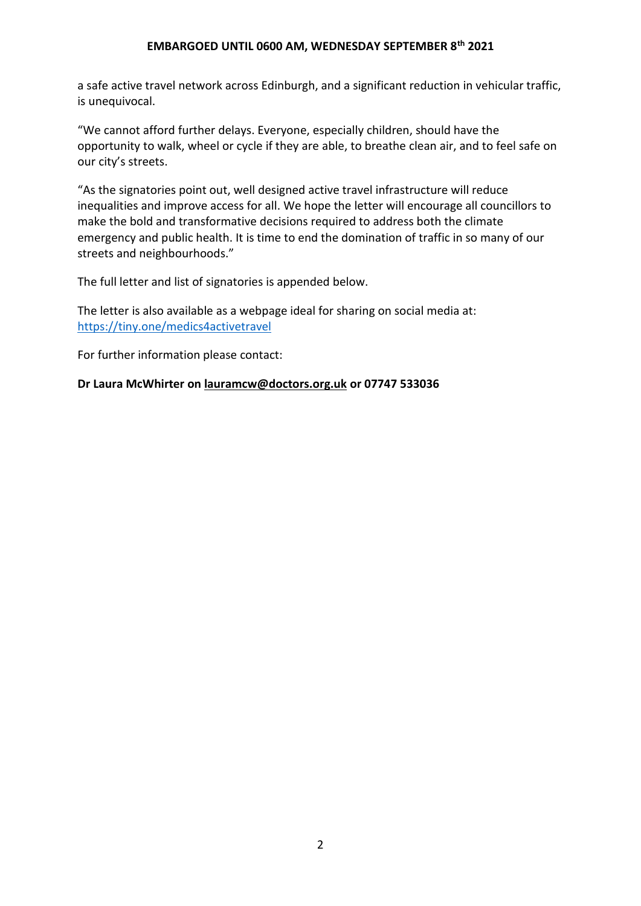a safe active travel network across Edinburgh, and a significant reduction in vehicular traffic, is unequivocal.

“We cannot afford further delays. Everyone, especially children, should have the opportunity to walk, wheel or cycle if they are able, to breathe clean air, and to feel safe on our city’s streets.

“As the signatories point out, well designed active travel infrastructure will reduce inequalities and improve access for all. We hope the letter will encourage all councillors to make the bold and transformative decisions required to address both the climate emergency and public health. It is time to end the domination of traffic in so many of our streets and neighbourhoods.”

The full letter and list of signatories is appended below.

The letter is also available as a webpage ideal for sharing on social media at: https://tiny.one/medics4activetravel

For further information please contact:

**Dr Laura McWhirter on lauramcw@doctors.org.uk or 07747 533036**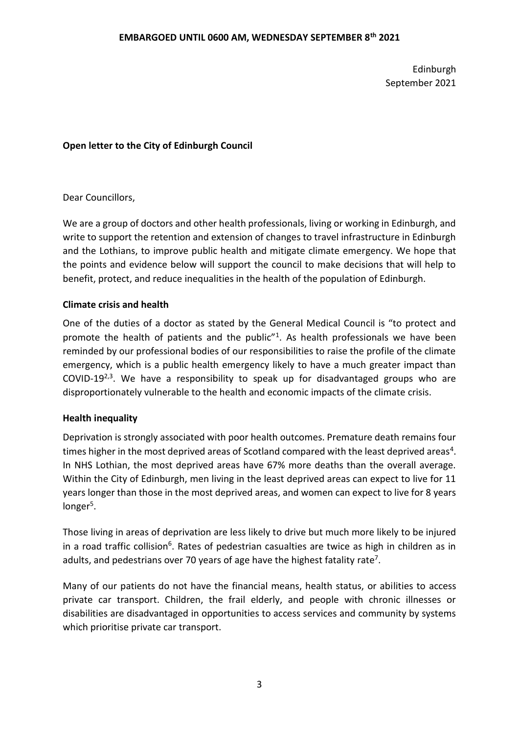**EMBARGOED UNTIL 0600 AM, WEDNESDAY SEPTEMBER 8th 2021**

Edinburgh
September 2021

**Open letter to the City of Edinburgh Council**

Dear Councillors,

We are a group of doctors and other health professionals, living or working in Edinburgh, and write to support the retention and extension of changes to travel infrastructure in Edinburgh and the Lothians, to improve public health and mitigate climate emergency. We hope that the points and evidence below will support the council to make decisions that will help to benefit, protect, and reduce inequalities in the health of the population of Edinburgh.

**Climate crisis and health**

One of the duties of a doctor as stated by the General Medical Council is "to protect and promote the health of patients and the public"[1]. As health professionals we have been reminded by our professional bodies of our responsibilities to raise the profile of the climate emergency, which is a public health emergency likely to have a much greater impact than COVID-19[2,3]. We have a responsibility to speak up for disadvantaged groups who are disproportionately vulnerable to the health and economic impacts of the climate crisis.

**Health inequality**

Deprivation is strongly associated with poor health outcomes. Premature death remains four times higher in the most deprived areas of Scotland compared with the least deprived areas[4]. In NHS Lothian, the most deprived areas have 67% more deaths than the overall average. Within the City of Edinburgh, men living in the least deprived areas can expect to live for 11 years longer than those in the most deprived areas, and women can expect to live for 8 years longer[5].

Those living in areas of deprivation are less likely to drive but much more likely to be injured in a road traffic collision[6]. Rates of pedestrian casualties are twice as high in children as in adults, and pedestrians over 70 years of age have the highest fatality rate[7].

Many of our patients do not have the financial means, health status, or abilities to access private car transport. Children, the frail elderly, and people with chronic illnesses or disabilities are disadvantaged in opportunities to access services and community by systems which prioritise private car transport.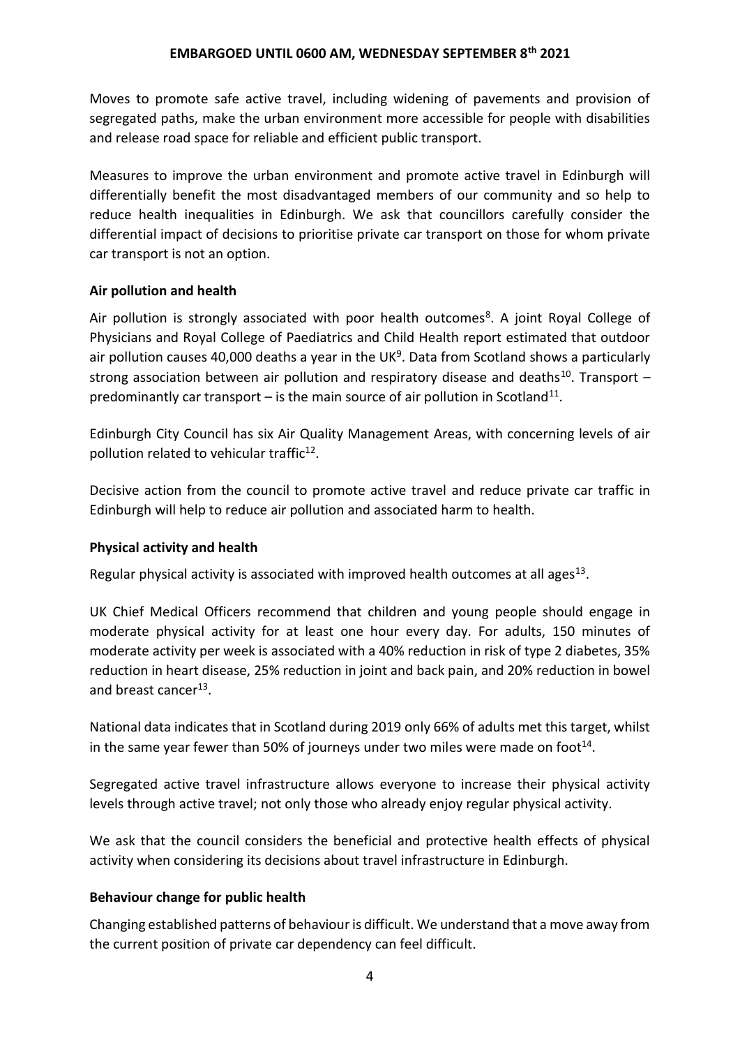Moves to promote safe active travel, including widening of pavements and provision of segregated paths, make the urban environment more accessible for people with disabilities and release road space for reliable and efficient public transport.

Measures to improve the urban environment and promote active travel in Edinburgh will differentially benefit the most disadvantaged members of our community and so help to reduce health inequalities in Edinburgh. We ask that councillors carefully consider the differential impact of decisions to prioritise private car transport on those for whom private car transport is not an option.

**Air pollution and health**

Air pollution is strongly associated with poor health outcomes[8]. A joint Royal College of Physicians and Royal College of Paediatrics and Child Health report estimated that outdoor air pollution causes 40,000 deaths a year in the UK[9]. Data from Scotland shows a particularly strong association between air pollution and respiratory disease and deaths[10]. Transport – predominantly car transport – is the main source of air pollution in Scotland[11].

Edinburgh City Council has six Air Quality Management Areas, with concerning levels of air pollution related to vehicular traffic[12].

Decisive action from the council to promote active travel and reduce private car traffic in Edinburgh will help to reduce air pollution and associated harm to health.

**Physical activity and health**

Regular physical activity is associated with improved health outcomes at all ages[13].

UK Chief Medical Officers recommend that children and young people should engage in moderate physical activity for at least one hour every day. For adults, 150 minutes of moderate activity per week is associated with a 40% reduction in risk of type 2 diabetes, 35% reduction in heart disease, 25% reduction in joint and back pain, and 20% reduction in bowel and breast cancer[13].

National data indicates that in Scotland during 2019 only 66% of adults met this target, whilst in the same year fewer than 50% of journeys under two miles were made on foot[14].

Segregated active travel infrastructure allows everyone to increase their physical activity levels through active travel; not only those who already enjoy regular physical activity.

We ask that the council considers the beneficial and protective health effects of physical activity when considering its decisions about travel infrastructure in Edinburgh.

**Behaviour change for public health**

Changing established patterns of behaviour is difficult. We understand that a move away from the current position of private car dependency can feel difficult.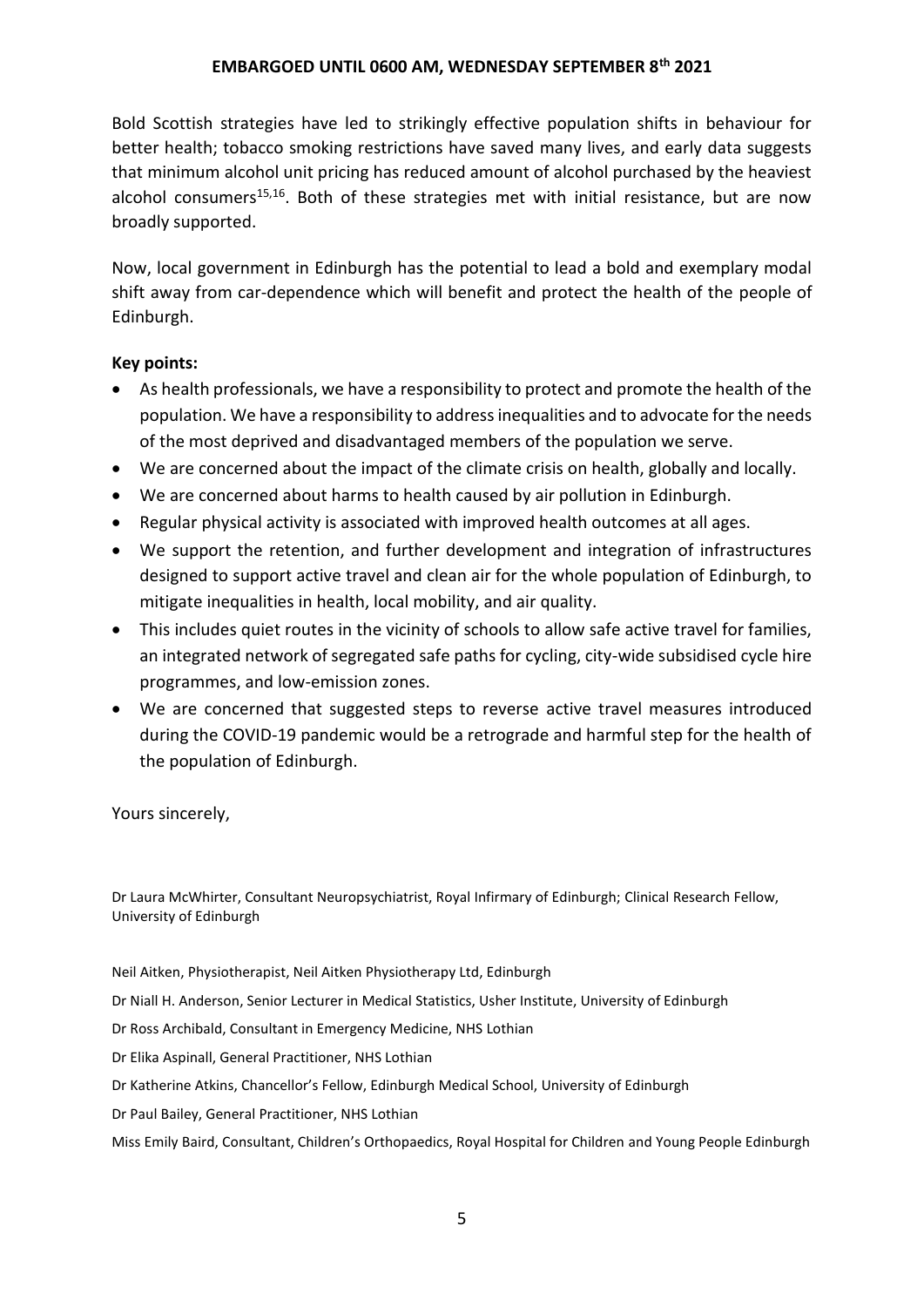Bold Scottish strategies have led to strikingly effective population shifts in behaviour for better health; tobacco smoking restrictions have saved many lives, and early data suggests that minimum alcohol unit pricing has reduced amount of alcohol purchased by the heaviest alcohol consumers[15,16]. Both of these strategies met with initial resistance, but are now broadly supported.

Now, local government in Edinburgh has the potential to lead a bold and exemplary modal shift away from car-dependence which will benefit and protect the health of the people of Edinburgh.

**Key points:**

- As health professionals, we have a responsibility to protect and promote the health of the population. We have a responsibility to address inequalities and to advocate for the needs of the most deprived and disadvantaged members of the population we serve.
- We are concerned about the impact of the climate crisis on health, globally and locally.
- We are concerned about harms to health caused by air pollution in Edinburgh.
- Regular physical activity is associated with improved health outcomes at all ages.
- We support the retention, and further development and integration of infrastructures designed to support active travel and clean air for the whole population of Edinburgh, to mitigate inequalities in health, local mobility, and air quality.
- This includes quiet routes in the vicinity of schools to allow safe active travel for families, an integrated network of segregated safe paths for cycling, city-wide subsidised cycle hire programmes, and low-emission zones.
- We are concerned that suggested steps to reverse active travel measures introduced during the COVID-19 pandemic would be a retrograde and harmful step for the health of the population of Edinburgh.

Yours sincerely,

Dr Laura McWhirter, Consultant Neuropsychiatrist, Royal Infirmary of Edinburgh; Clinical Research Fellow, University of Edinburgh

Neil Aitken, Physiotherapist, Neil Aitken Physiotherapy Ltd, Edinburgh

Dr Niall H. Anderson, Senior Lecturer in Medical Statistics, Usher Institute, University of Edinburgh

Dr Ross Archibald, Consultant in Emergency Medicine, NHS Lothian

Dr Elika Aspinall, General Practitioner, NHS Lothian

Dr Katherine Atkins, Chancellor's Fellow, Edinburgh Medical School, University of Edinburgh

Dr Paul Bailey, General Practitioner, NHS Lothian

Miss Emily Baird, Consultant, Children's Orthopaedics, Royal Hospital for Children and Young People Edinburgh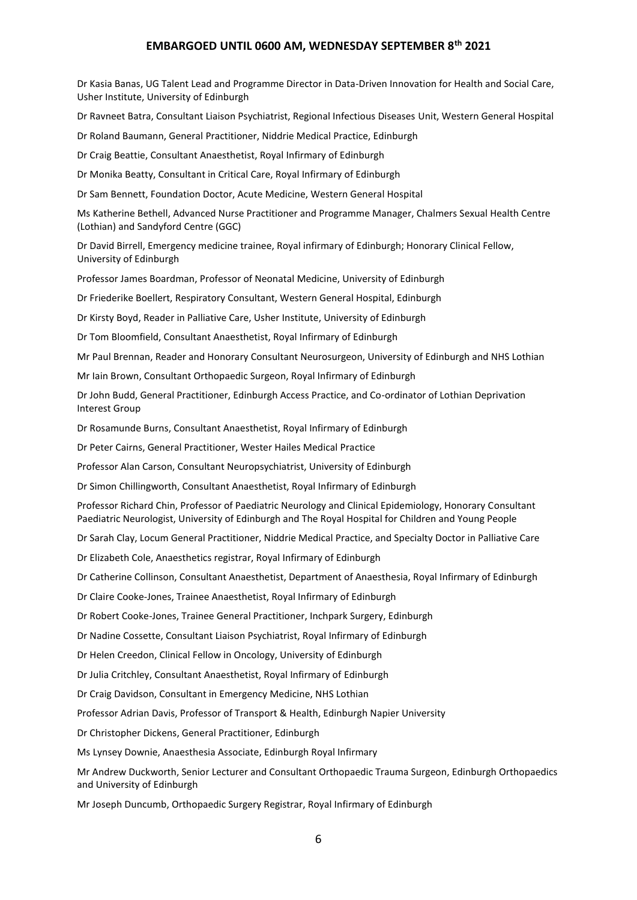Dr Kasia Banas, UG Talent Lead and Programme Director in Data-Driven Innovation for Health and Social Care, Usher Institute, University of Edinburgh

Dr Ravneet Batra, Consultant Liaison Psychiatrist, Regional Infectious Diseases Unit, Western General Hospital

Dr Roland Baumann, General Practitioner, Niddrie Medical Practice, Edinburgh

Dr Craig Beattie, Consultant Anaesthetist, Royal Infirmary of Edinburgh

Dr Monika Beatty, Consultant in Critical Care, Royal Infirmary of Edinburgh

Dr Sam Bennett, Foundation Doctor, Acute Medicine, Western General Hospital

Ms Katherine Bethell, Advanced Nurse Practitioner and Programme Manager, Chalmers Sexual Health Centre (Lothian) and Sandyford Centre (GGC)

Dr David Birrell, Emergency medicine trainee, Royal infirmary of Edinburgh; Honorary Clinical Fellow, University of Edinburgh

Professor James Boardman, Professor of Neonatal Medicine, University of Edinburgh

Dr Friederike Boellert, Respiratory Consultant, Western General Hospital, Edinburgh

Dr Kirsty Boyd, Reader in Palliative Care, Usher Institute, University of Edinburgh

Dr Tom Bloomfield, Consultant Anaesthetist, Royal Infirmary of Edinburgh

Mr Paul Brennan, Reader and Honorary Consultant Neurosurgeon, University of Edinburgh and NHS Lothian

Mr Iain Brown, Consultant Orthopaedic Surgeon, Royal Infirmary of Edinburgh

Dr John Budd, General Practitioner, Edinburgh Access Practice, and Co-ordinator of Lothian Deprivation Interest Group

Dr Rosamunde Burns, Consultant Anaesthetist, Royal Infirmary of Edinburgh

Dr Peter Cairns, General Practitioner, Wester Hailes Medical Practice

Professor Alan Carson, Consultant Neuropsychiatrist, University of Edinburgh

Dr Simon Chillingworth, Consultant Anaesthetist, Royal Infirmary of Edinburgh

Professor Richard Chin, Professor of Paediatric Neurology and Clinical Epidemiology, Honorary Consultant Paediatric Neurologist, University of Edinburgh and The Royal Hospital for Children and Young People

Dr Sarah Clay, Locum General Practitioner, Niddrie Medical Practice, and Specialty Doctor in Palliative Care

Dr Elizabeth Cole, Anaesthetics registrar, Royal Infirmary of Edinburgh

Dr Catherine Collinson, Consultant Anaesthetist, Department of Anaesthesia, Royal Infirmary of Edinburgh

Dr Claire Cooke-Jones, Trainee Anaesthetist, Royal Infirmary of Edinburgh

Dr Robert Cooke-Jones, Trainee General Practitioner, Inchpark Surgery, Edinburgh

Dr Nadine Cossette, Consultant Liaison Psychiatrist, Royal Infirmary of Edinburgh

Dr Helen Creedon, Clinical Fellow in Oncology, University of Edinburgh

Dr Julia Critchley, Consultant Anaesthetist, Royal Infirmary of Edinburgh

Dr Craig Davidson, Consultant in Emergency Medicine, NHS Lothian

Professor Adrian Davis, Professor of Transport & Health, Edinburgh Napier University

Dr Christopher Dickens, General Practitioner, Edinburgh

Ms Lynsey Downie, Anaesthesia Associate, Edinburgh Royal Infirmary

Mr Andrew Duckworth, Senior Lecturer and Consultant Orthopaedic Trauma Surgeon, Edinburgh Orthopaedics and University of Edinburgh

Mr Joseph Duncumb, Orthopaedic Surgery Registrar, Royal Infirmary of Edinburgh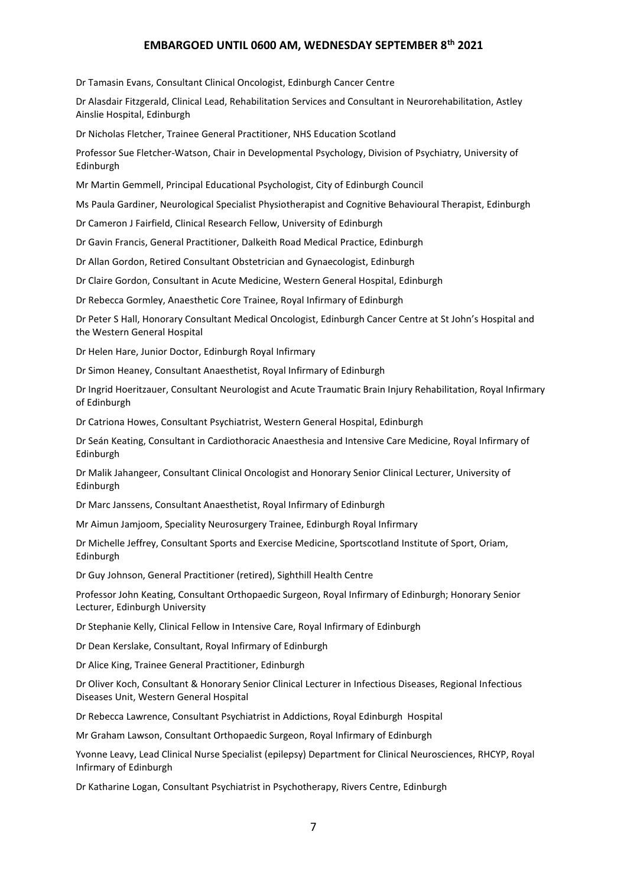Dr Tamasin Evans, Consultant Clinical Oncologist, Edinburgh Cancer Centre

Dr Alasdair Fitzgerald, Clinical Lead, Rehabilitation Services and Consultant in Neurorehabilitation, Astley Ainslie Hospital, Edinburgh

Dr Nicholas Fletcher, Trainee General Practitioner, NHS Education Scotland

Professor Sue Fletcher-Watson, Chair in Developmental Psychology, Division of Psychiatry, University of Edinburgh

Mr Martin Gemmell, Principal Educational Psychologist, City of Edinburgh Council

Ms Paula Gardiner, Neurological Specialist Physiotherapist and Cognitive Behavioural Therapist, Edinburgh

Dr Cameron J Fairfield, Clinical Research Fellow, University of Edinburgh

Dr Gavin Francis, General Practitioner, Dalkeith Road Medical Practice, Edinburgh

Dr Allan Gordon, Retired Consultant Obstetrician and Gynaecologist, Edinburgh

Dr Claire Gordon, Consultant in Acute Medicine, Western General Hospital, Edinburgh

Dr Rebecca Gormley, Anaesthetic Core Trainee, Royal Infirmary of Edinburgh

Dr Peter S Hall, Honorary Consultant Medical Oncologist, Edinburgh Cancer Centre at St John's Hospital and the Western General Hospital

Dr Helen Hare, Junior Doctor, Edinburgh Royal Infirmary

Dr Simon Heaney, Consultant Anaesthetist, Royal Infirmary of Edinburgh

Dr Ingrid Hoeritzauer, Consultant Neurologist and Acute Traumatic Brain Injury Rehabilitation, Royal Infirmary of Edinburgh

Dr Catriona Howes, Consultant Psychiatrist, Western General Hospital, Edinburgh

Dr Seán Keating, Consultant in Cardiothoracic Anaesthesia and Intensive Care Medicine, Royal Infirmary of Edinburgh

Dr Malik Jahangeer, Consultant Clinical Oncologist and Honorary Senior Clinical Lecturer, University of Edinburgh

Dr Marc Janssens, Consultant Anaesthetist, Royal Infirmary of Edinburgh

Mr Aimun Jamjoom, Speciality Neurosurgery Trainee, Edinburgh Royal Infirmary

Dr Michelle Jeffrey, Consultant Sports and Exercise Medicine, Sportscotland Institute of Sport, Oriam, Edinburgh

Dr Guy Johnson, General Practitioner (retired), Sighthill Health Centre

Professor John Keating, Consultant Orthopaedic Surgeon, Royal Infirmary of Edinburgh; Honorary Senior Lecturer, Edinburgh University

Dr Stephanie Kelly, Clinical Fellow in Intensive Care, Royal Infirmary of Edinburgh

Dr Dean Kerslake, Consultant, Royal Infirmary of Edinburgh

Dr Alice King, Trainee General Practitioner, Edinburgh

Dr Oliver Koch, Consultant & Honorary Senior Clinical Lecturer in Infectious Diseases, Regional Infectious Diseases Unit, Western General Hospital

Dr Rebecca Lawrence, Consultant Psychiatrist in Addictions, Royal Edinburgh Hospital

Mr Graham Lawson, Consultant Orthopaedic Surgeon, Royal Infirmary of Edinburgh

Yvonne Leavy, Lead Clinical Nurse Specialist (epilepsy) Department for Clinical Neurosciences, RHCYP, Royal Infirmary of Edinburgh

Dr Katharine Logan, Consultant Psychiatrist in Psychotherapy, Rivers Centre, Edinburgh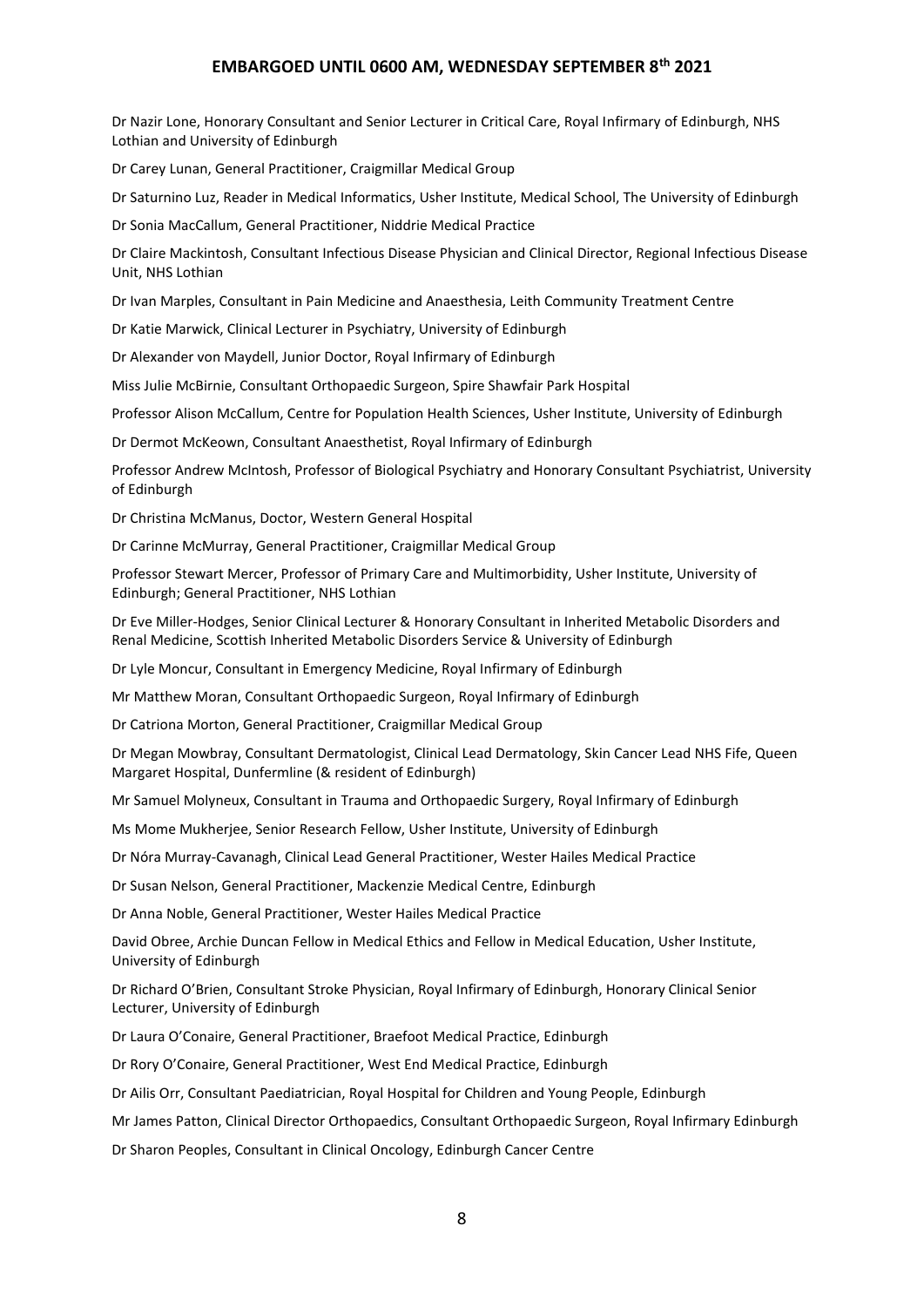Dr Nazir Lone, Honorary Consultant and Senior Lecturer in Critical Care, Royal Infirmary of Edinburgh, NHS Lothian and University of Edinburgh

Dr Carey Lunan, General Practitioner, Craigmillar Medical Group

Dr Saturnino Luz, Reader in Medical Informatics, Usher Institute, Medical School, The University of Edinburgh

Dr Sonia MacCallum, General Practitioner, Niddrie Medical Practice

Dr Claire Mackintosh, Consultant Infectious Disease Physician and Clinical Director, Regional Infectious Disease Unit, NHS Lothian

Dr Ivan Marples, Consultant in Pain Medicine and Anaesthesia, Leith Community Treatment Centre

Dr Katie Marwick, Clinical Lecturer in Psychiatry, University of Edinburgh

Dr Alexander von Maydell, Junior Doctor, Royal Infirmary of Edinburgh

Miss Julie McBirnie, Consultant Orthopaedic Surgeon, Spire Shawfair Park Hospital

Professor Alison McCallum, Centre for Population Health Sciences, Usher Institute, University of Edinburgh

Dr Dermot McKeown, Consultant Anaesthetist, Royal Infirmary of Edinburgh

Professor Andrew McIntosh, Professor of Biological Psychiatry and Honorary Consultant Psychiatrist, University of Edinburgh

Dr Christina McManus, Doctor, Western General Hospital

Dr Carinne McMurray, General Practitioner, Craigmillar Medical Group

Professor Stewart Mercer, Professor of Primary Care and Multimorbidity, Usher Institute, University of Edinburgh; General Practitioner, NHS Lothian

Dr Eve Miller-Hodges, Senior Clinical Lecturer & Honorary Consultant in Inherited Metabolic Disorders and Renal Medicine, Scottish Inherited Metabolic Disorders Service & University of Edinburgh

Dr Lyle Moncur, Consultant in Emergency Medicine, Royal Infirmary of Edinburgh

Mr Matthew Moran, Consultant Orthopaedic Surgeon, Royal Infirmary of Edinburgh

Dr Catriona Morton, General Practitioner, Craigmillar Medical Group

Dr Megan Mowbray, Consultant Dermatologist, Clinical Lead Dermatology, Skin Cancer Lead NHS Fife, Queen Margaret Hospital, Dunfermline (& resident of Edinburgh)

Mr Samuel Molyneux, Consultant in Trauma and Orthopaedic Surgery, Royal Infirmary of Edinburgh

Ms Mome Mukherjee, Senior Research Fellow, Usher Institute, University of Edinburgh

Dr Nóra Murray-Cavanagh, Clinical Lead General Practitioner, Wester Hailes Medical Practice

Dr Susan Nelson, General Practitioner, Mackenzie Medical Centre, Edinburgh

Dr Anna Noble, General Practitioner, Wester Hailes Medical Practice

David Obree, Archie Duncan Fellow in Medical Ethics and Fellow in Medical Education, Usher Institute, University of Edinburgh

Dr Richard O'Brien, Consultant Stroke Physician, Royal Infirmary of Edinburgh, Honorary Clinical Senior Lecturer, University of Edinburgh

Dr Laura O'Conaire, General Practitioner, Braefoot Medical Practice, Edinburgh

Dr Rory O'Conaire, General Practitioner, West End Medical Practice, Edinburgh

Dr Ailis Orr, Consultant Paediatrician, Royal Hospital for Children and Young People, Edinburgh

Mr James Patton, Clinical Director Orthopaedics, Consultant Orthopaedic Surgeon, Royal Infirmary Edinburgh

Dr Sharon Peoples, Consultant in Clinical Oncology, Edinburgh Cancer Centre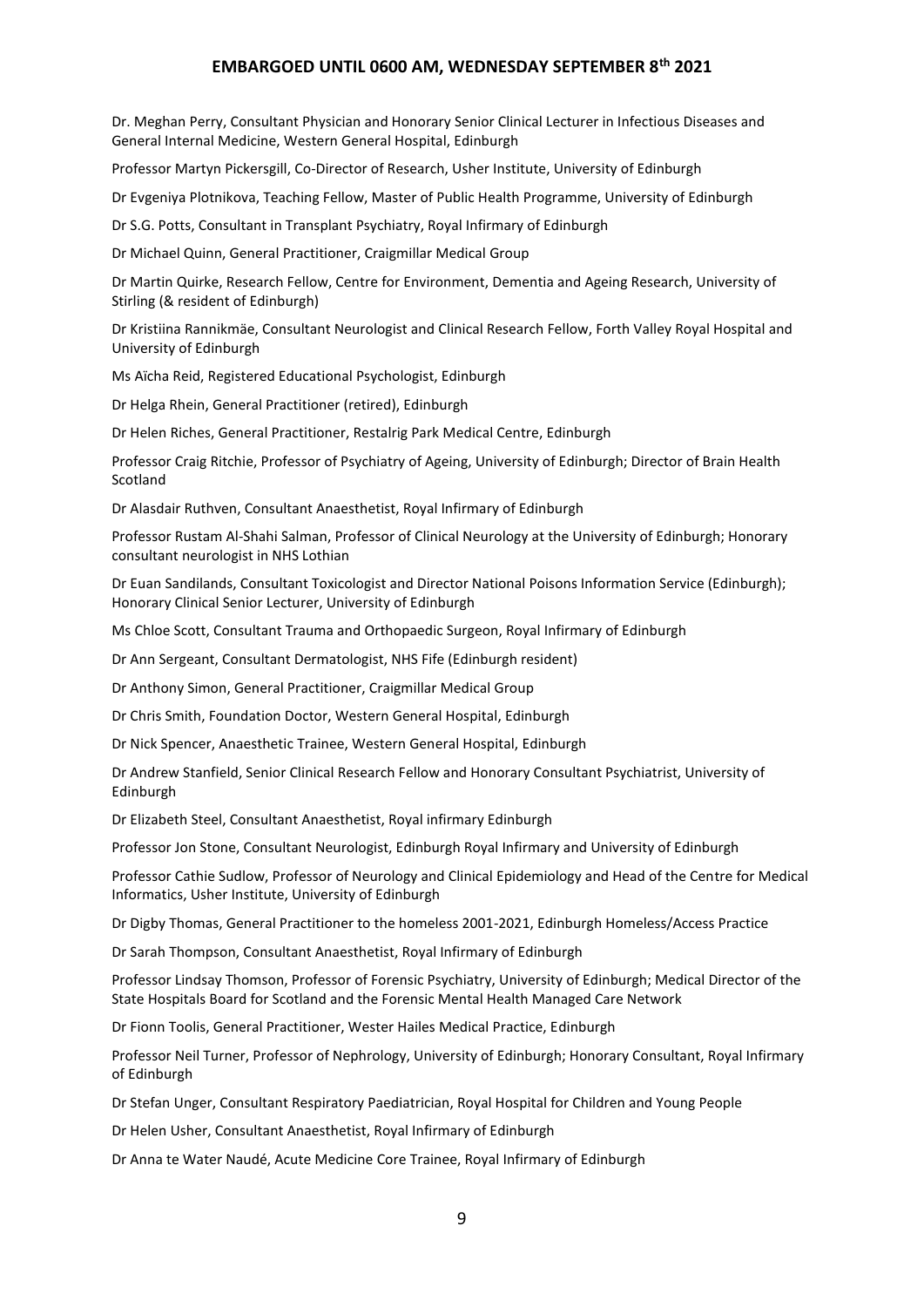Dr. Meghan Perry, Consultant Physician and Honorary Senior Clinical Lecturer in Infectious Diseases and General Internal Medicine, Western General Hospital, Edinburgh

Professor Martyn Pickersgill, Co-Director of Research, Usher Institute, University of Edinburgh

Dr Evgeniya Plotnikova, Teaching Fellow, Master of Public Health Programme, University of Edinburgh

Dr S.G. Potts, Consultant in Transplant Psychiatry, Royal Infirmary of Edinburgh

Dr Michael Quinn, General Practitioner, Craigmillar Medical Group

Dr Martin Quirke, Research Fellow, Centre for Environment, Dementia and Ageing Research, University of Stirling (& resident of Edinburgh)

Dr Kristiina Rannikmäe, Consultant Neurologist and Clinical Research Fellow, Forth Valley Royal Hospital and University of Edinburgh

Ms Aïcha Reid, Registered Educational Psychologist, Edinburgh

Dr Helga Rhein, General Practitioner (retired), Edinburgh

Dr Helen Riches, General Practitioner, Restalrig Park Medical Centre, Edinburgh

Professor Craig Ritchie, Professor of Psychiatry of Ageing, University of Edinburgh; Director of Brain Health Scotland

Dr Alasdair Ruthven, Consultant Anaesthetist, Royal Infirmary of Edinburgh

Professor Rustam Al-Shahi Salman, Professor of Clinical Neurology at the University of Edinburgh; Honorary consultant neurologist in NHS Lothian

Dr Euan Sandilands, Consultant Toxicologist and Director National Poisons Information Service (Edinburgh); Honorary Clinical Senior Lecturer, University of Edinburgh

Ms Chloe Scott, Consultant Trauma and Orthopaedic Surgeon, Royal Infirmary of Edinburgh

Dr Ann Sergeant, Consultant Dermatologist, NHS Fife (Edinburgh resident)

Dr Anthony Simon, General Practitioner, Craigmillar Medical Group

Dr Chris Smith, Foundation Doctor, Western General Hospital, Edinburgh

Dr Nick Spencer, Anaesthetic Trainee, Western General Hospital, Edinburgh

Dr Andrew Stanfield, Senior Clinical Research Fellow and Honorary Consultant Psychiatrist, University of Edinburgh

Dr Elizabeth Steel, Consultant Anaesthetist, Royal infirmary Edinburgh

Professor Jon Stone, Consultant Neurologist, Edinburgh Royal Infirmary and University of Edinburgh

Professor Cathie Sudlow, Professor of Neurology and Clinical Epidemiology and Head of the Centre for Medical Informatics, Usher Institute, University of Edinburgh

Dr Digby Thomas, General Practitioner to the homeless 2001-2021, Edinburgh Homeless/Access Practice

Dr Sarah Thompson, Consultant Anaesthetist, Royal Infirmary of Edinburgh

Professor Lindsay Thomson, Professor of Forensic Psychiatry, University of Edinburgh; Medical Director of the State Hospitals Board for Scotland and the Forensic Mental Health Managed Care Network

Dr Fionn Toolis, General Practitioner, Wester Hailes Medical Practice, Edinburgh

Professor Neil Turner, Professor of Nephrology, University of Edinburgh; Honorary Consultant, Royal Infirmary of Edinburgh

Dr Stefan Unger, Consultant Respiratory Paediatrician, Royal Hospital for Children and Young People

Dr Helen Usher, Consultant Anaesthetist, Royal Infirmary of Edinburgh

Dr Anna te Water Naudé, Acute Medicine Core Trainee, Royal Infirmary of Edinburgh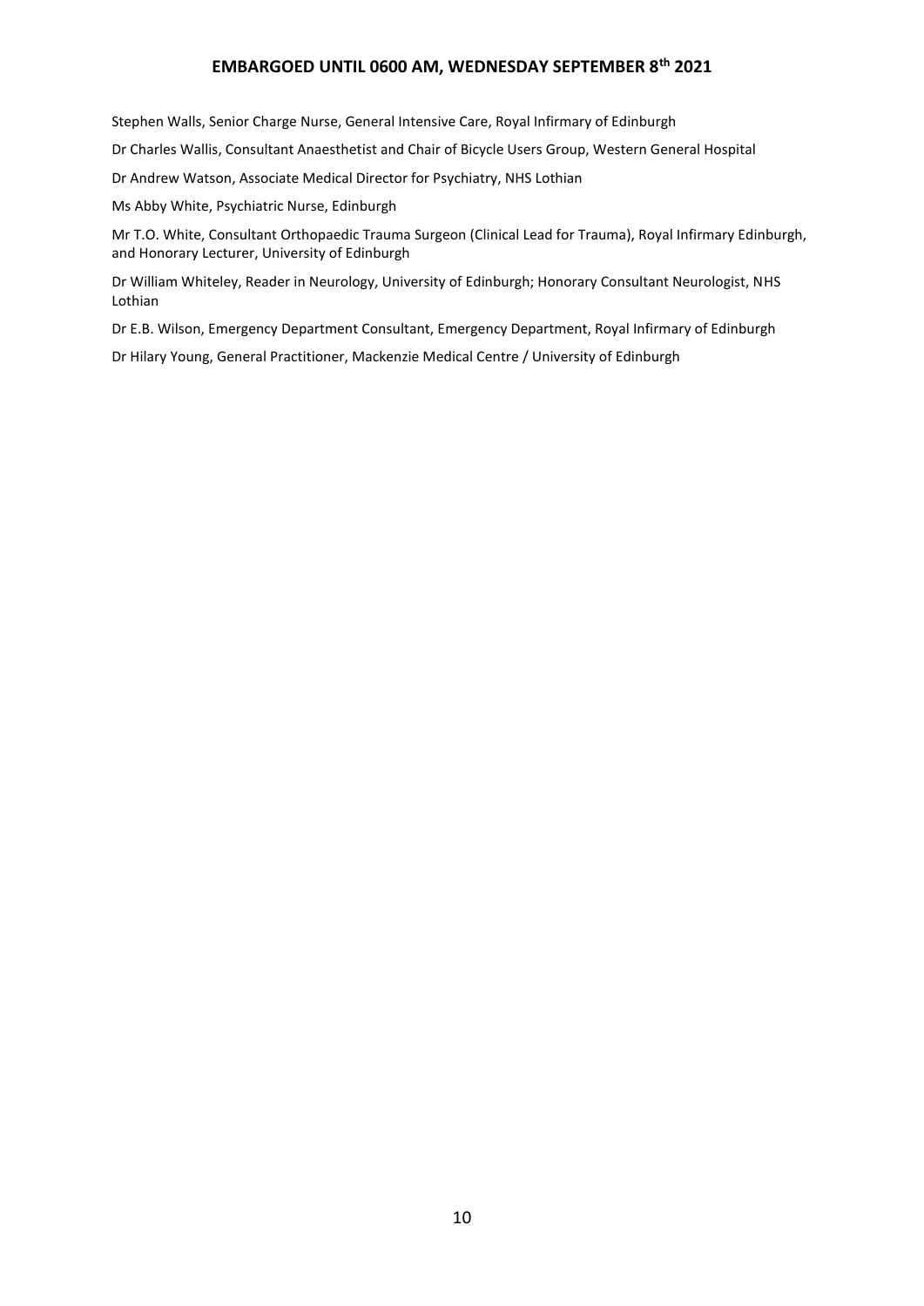Stephen Walls, Senior Charge Nurse, General Intensive Care, Royal Infirmary of Edinburgh

Dr Charles Wallis, Consultant Anaesthetist and Chair of Bicycle Users Group, Western General Hospital

Dr Andrew Watson, Associate Medical Director for Psychiatry, NHS Lothian

Ms Abby White, Psychiatric Nurse, Edinburgh

Mr T.O. White, Consultant Orthopaedic Trauma Surgeon (Clinical Lead for Trauma), Royal Infirmary Edinburgh, and Honorary Lecturer, University of Edinburgh

Dr William Whiteley, Reader in Neurology, University of Edinburgh; Honorary Consultant Neurologist, NHS Lothian

Dr E.B. Wilson, Emergency Department Consultant, Emergency Department, Royal Infirmary of Edinburgh

Dr Hilary Young, General Practitioner, Mackenzie Medical Centre / University of Edinburgh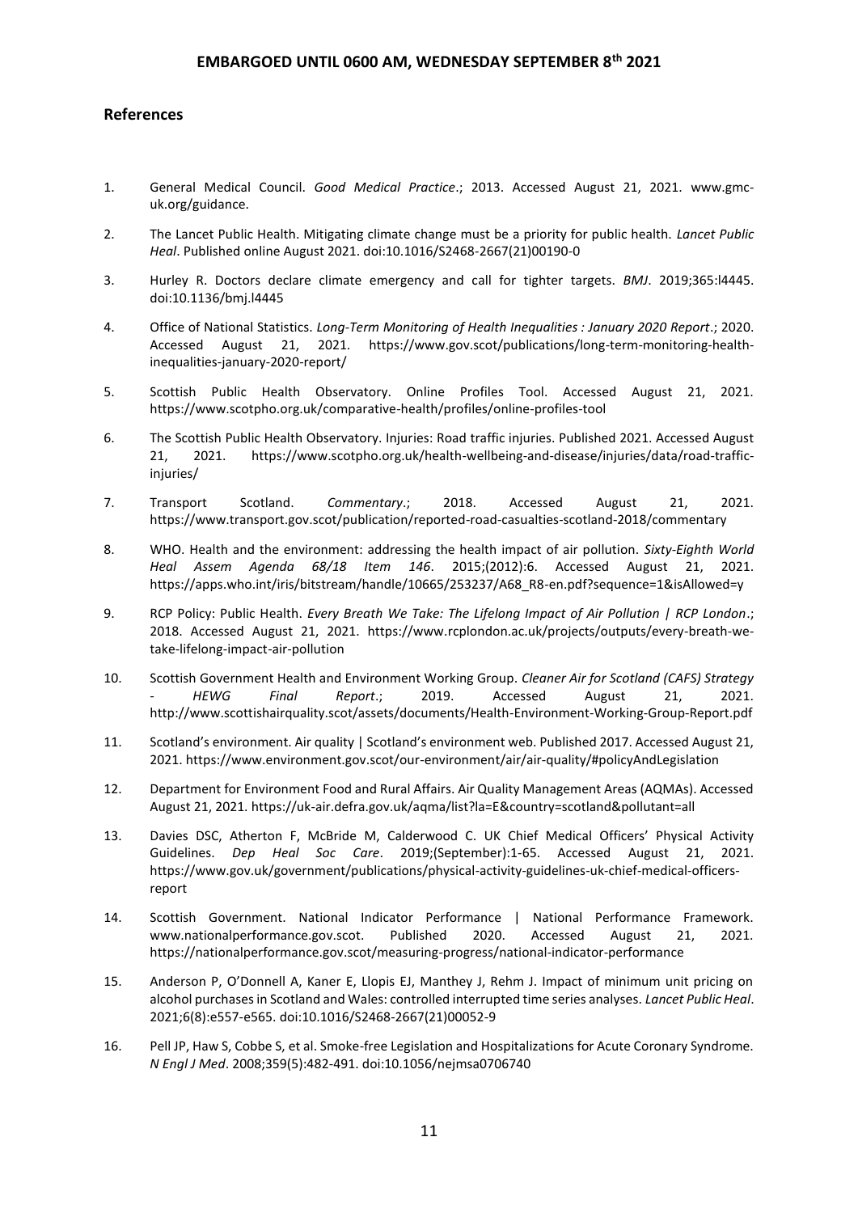## References

1. General Medical Council. *Good Medical Practice*.; 2013. Accessed August 21, 2021. www.gmc-uk.org/guidance.

2. The Lancet Public Health. Mitigating climate change must be a priority for public health. *Lancet Public Heal*. Published online August 2021. doi:10.1016/S2468-2667(21)00190-0

3. Hurley R. Doctors declare climate emergency and call for tighter targets. *BMJ*. 2019;365:l4445. doi:10.1136/bmj.l4445

4. Office of National Statistics. *Long-Term Monitoring of Health Inequalities : January 2020 Report*.; 2020. Accessed August 21, 2021. https://www.gov.scot/publications/long-term-monitoring-health-inequalities-january-2020-report/

5. Scottish Public Health Observatory. Online Profiles Tool. Accessed August 21, 2021. https://www.scotpho.org.uk/comparative-health/profiles/online-profiles-tool

6. The Scottish Public Health Observatory. Injuries: Road traffic injuries. Published 2021. Accessed August 21, 2021. https://www.scotpho.org.uk/health-wellbeing-and-disease/injuries/data/road-traffic-injuries/

7. Transport Scotland. *Commentary*.; 2018. Accessed August 21, 2021. https://www.transport.gov.scot/publication/reported-road-casualties-scotland-2018/commentary

8. WHO. Health and the environment: addressing the health impact of air pollution. *Sixty-Eighth World Heal Assem Agenda 68/18 Item 146*. 2015;(2012):6. Accessed August 21, 2021. https://apps.who.int/iris/bitstream/handle/10665/253237/A68_R8-en.pdf?sequence=1&isAllowed=y

9. RCP Policy: Public Health. *Every Breath We Take: The Lifelong Impact of Air Pollution | RCP London*.; 2018. Accessed August 21, 2021. https://www.rcplondon.ac.uk/projects/outputs/every-breath-we-take-lifelong-impact-air-pollution

10. Scottish Government Health and Environment Working Group. *Cleaner Air for Scotland (CAFS) Strategy - HEWG Final Report*.; 2019. Accessed August 21, 2021. http://www.scottishairquality.scot/assets/documents/Health-Environment-Working-Group-Report.pdf

11. Scotland's environment. Air quality | Scotland's environment web. Published 2017. Accessed August 21, 2021. https://www.environment.gov.scot/our-environment/air/air-quality/#policyAndLegislation

12. Department for Environment Food and Rural Affairs. Air Quality Management Areas (AQMAs). Accessed August 21, 2021. https://uk-air.defra.gov.uk/aqma/list?la=E&country=scotland&pollutant=all

13. Davies DSC, Atherton F, McBride M, Calderwood C. UK Chief Medical Officers' Physical Activity Guidelines. *Dep Heal Soc Care*. 2019;(September):1-65. Accessed August 21, 2021. https://www.gov.uk/government/publications/physical-activity-guidelines-uk-chief-medical-officers-report

14. Scottish Government. National Indicator Performance | National Performance Framework. www.nationalperformance.gov.scot. Published 2020. Accessed August 21, 2021. https://nationalperformance.gov.scot/measuring-progress/national-indicator-performance

15. Anderson P, O'Donnell A, Kaner E, Llopis EJ, Manthey J, Rehm J. Impact of minimum unit pricing on alcohol purchases in Scotland and Wales: controlled interrupted time series analyses. *Lancet Public Heal*. 2021;6(8):e557-e565. doi:10.1016/S2468-2667(21)00052-9

16. Pell JP, Haw S, Cobbe S, et al. Smoke-free Legislation and Hospitalizations for Acute Coronary Syndrome. *N Engl J Med*. 2008;359(5):482-491. doi:10.1056/nejmsa0706740